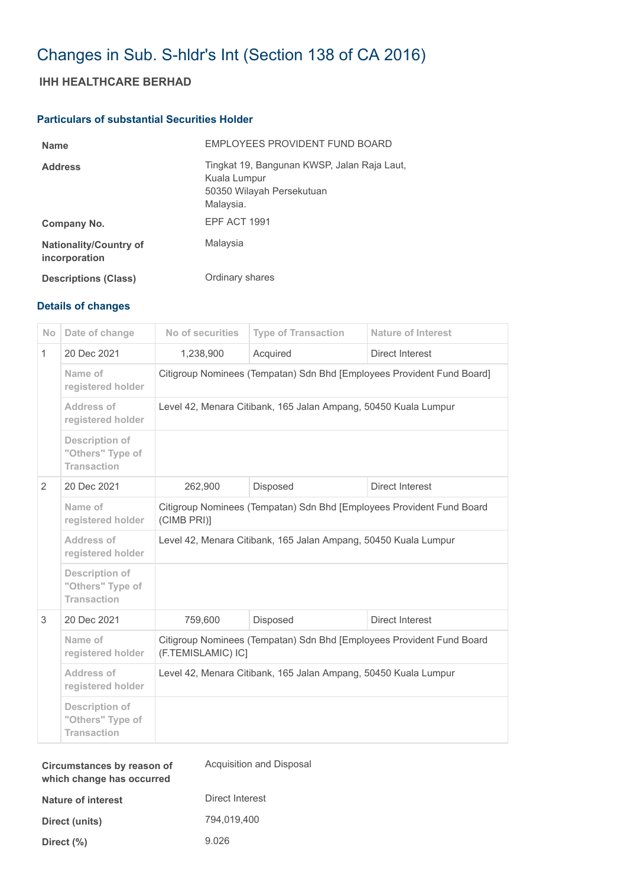# Changes in Sub. S-hldr's Int (Section 138 of CA 2016)

## IHH HEALTHCARE BERHAD

### Particulars of substantial Securities Holder

| | |
|---|---|
| **Name** | EMPLOYEES PROVIDENT FUND BOARD |
| **Address** | Tingkat 19, Bangunan KWSP, Jalan Raja Laut, Kuala Lumpur 50350 Wilayah Persekutuan Malaysia. |
| **Company No.** | EPF ACT 1991 |
| **Nationality/Country of incorporation** | Malaysia |
| **Descriptions (Class)** | Ordinary shares |

### Details of changes

| No | Date of change | No of securities | Type of Transaction | Nature of Interest |
|---|---|---|---|---|
| 1 | 20 Dec 2021 | 1,238,900 | Acquired | Direct Interest |
| | Name of registered holder | Citigroup Nominees (Tempatan) Sdn Bhd [Employees Provident Fund Board] | | |
| | Address of registered holder | Level 42, Menara Citibank, 165 Jalan Ampang, 50450 Kuala Lumpur | | |
| | Description of "Others" Type of Transaction | | | |
| 2 | 20 Dec 2021 | 262,900 | Disposed | Direct Interest |
| | Name of registered holder | Citigroup Nominees (Tempatan) Sdn Bhd [Employees Provident Fund Board (CIMB PRI)] | | |
| | Address of registered holder | Level 42, Menara Citibank, 165 Jalan Ampang, 50450 Kuala Lumpur | | |
| | Description of "Others" Type of Transaction | | | |
| 3 | 20 Dec 2021 | 759,600 | Disposed | Direct Interest |
| | Name of registered holder | Citigroup Nominees (Tempatan) Sdn Bhd [Employees Provident Fund Board (F.TEMISLAMIC) IC] | | |
| | Address of registered holder | Level 42, Menara Citibank, 165 Jalan Ampang, 50450 Kuala Lumpur | | |
| | Description of "Others" Type of Transaction | | | |

| | |
|---|---|
| **Circumstances by reason of which change has occurred** | Acquisition and Disposal |
| **Nature of interest** | Direct Interest |
| **Direct (units)** | 794,019,400 |
| **Direct (%)** | 9.026 |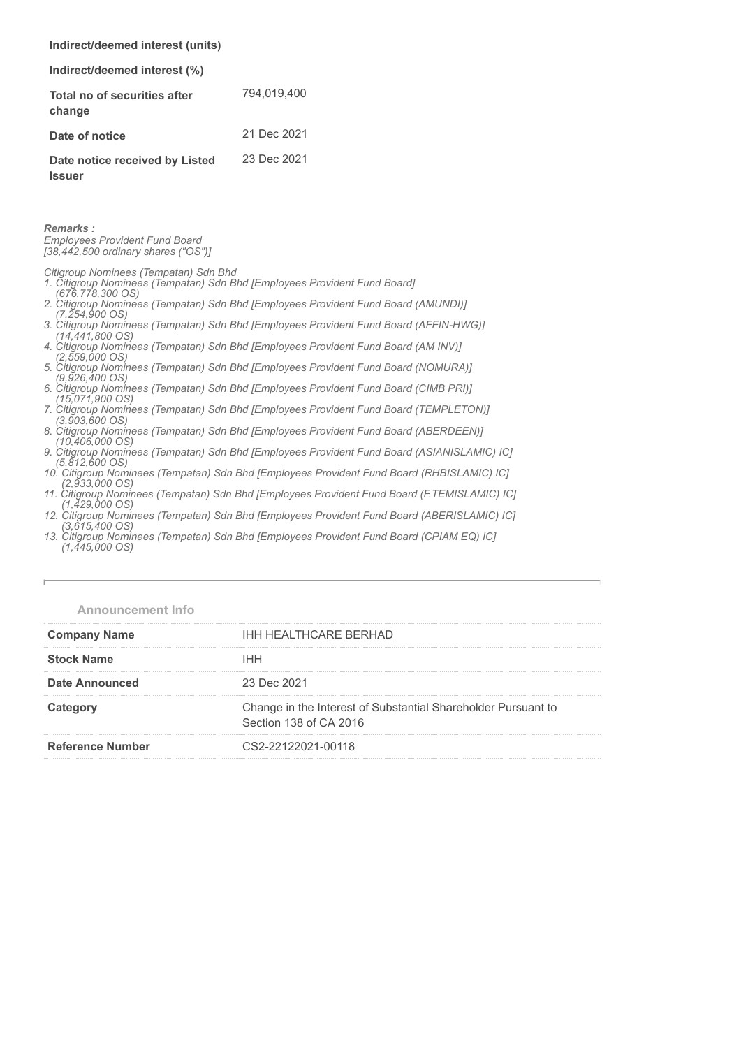| | |
|---|---|
| **Indirect/deemed interest (units)** | |
| **Indirect/deemed interest (%)** | |
| **Total no of securities after change** | 794,019,400 |
| **Date of notice** | 21 Dec 2021 |
| **Date notice received by Listed Issuer** | 23 Dec 2021 |

***Remarks :***
*Employees Provident Fund Board*
*[38,442,500 ordinary shares ("OS")]*

*Citigroup Nominees (Tempatan) Sdn Bhd*

1. *Citigroup Nominees (Tempatan) Sdn Bhd [Employees Provident Fund Board] (676,778,300 OS)*
2. *Citigroup Nominees (Tempatan) Sdn Bhd [Employees Provident Fund Board (AMUNDI)] (7,254,900 OS)*
3. *Citigroup Nominees (Tempatan) Sdn Bhd [Employees Provident Fund Board (AFFIN-HWG)] (14,441,800 OS)*
4. *Citigroup Nominees (Tempatan) Sdn Bhd [Employees Provident Fund Board (AM INV)] (2,559,000 OS)*
5. *Citigroup Nominees (Tempatan) Sdn Bhd [Employees Provident Fund Board (NOMURA)] (9,926,400 OS)*
6. *Citigroup Nominees (Tempatan) Sdn Bhd [Employees Provident Fund Board (CIMB PRI)] (15,071,900 OS)*
7. *Citigroup Nominees (Tempatan) Sdn Bhd [Employees Provident Fund Board (TEMPLETON)] (3,903,600 OS)*
8. *Citigroup Nominees (Tempatan) Sdn Bhd [Employees Provident Fund Board (ABERDEEN)] (10,406,000 OS)*
9. *Citigroup Nominees (Tempatan) Sdn Bhd [Employees Provident Fund Board (ASIANISLAMIC) IC] (5,812,600 OS)*
10. *Citigroup Nominees (Tempatan) Sdn Bhd [Employees Provident Fund Board (RHBISLAMIC) IC] (2,933,000 OS)*
11. *Citigroup Nominees (Tempatan) Sdn Bhd [Employees Provident Fund Board (F.TEMISLAMIC) IC] (1,429,000 OS)*
12. *Citigroup Nominees (Tempatan) Sdn Bhd [Employees Provident Fund Board (ABERISLAMIC) IC] (3,615,400 OS)*
13. *Citigroup Nominees (Tempatan) Sdn Bhd [Employees Provident Fund Board (CPIAM EQ) IC] (1,445,000 OS)*

### Announcement Info

| | |
|---|---|
| **Company Name** | IHH HEALTHCARE BERHAD |
| **Stock Name** | IHH |
| **Date Announced** | 23 Dec 2021 |
| **Category** | Change in the Interest of Substantial Shareholder Pursuant to Section 138 of CA 2016 |
| **Reference Number** | CS2-22122021-00118 |